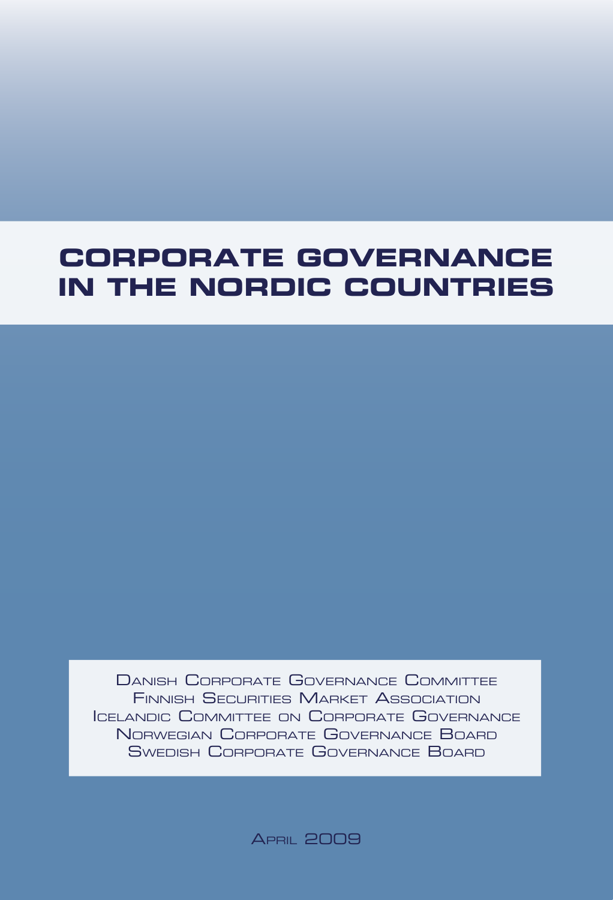# CORPORATE GOVERNANCE IN THE NORDIC COUNTRIES

Danish Corporate Governance Committee
Finnish Securities Market Association
Icelandic Committee on Corporate Governance
Norwegian Corporate Governance Board
Swedish Corporate Governance Board

April 2009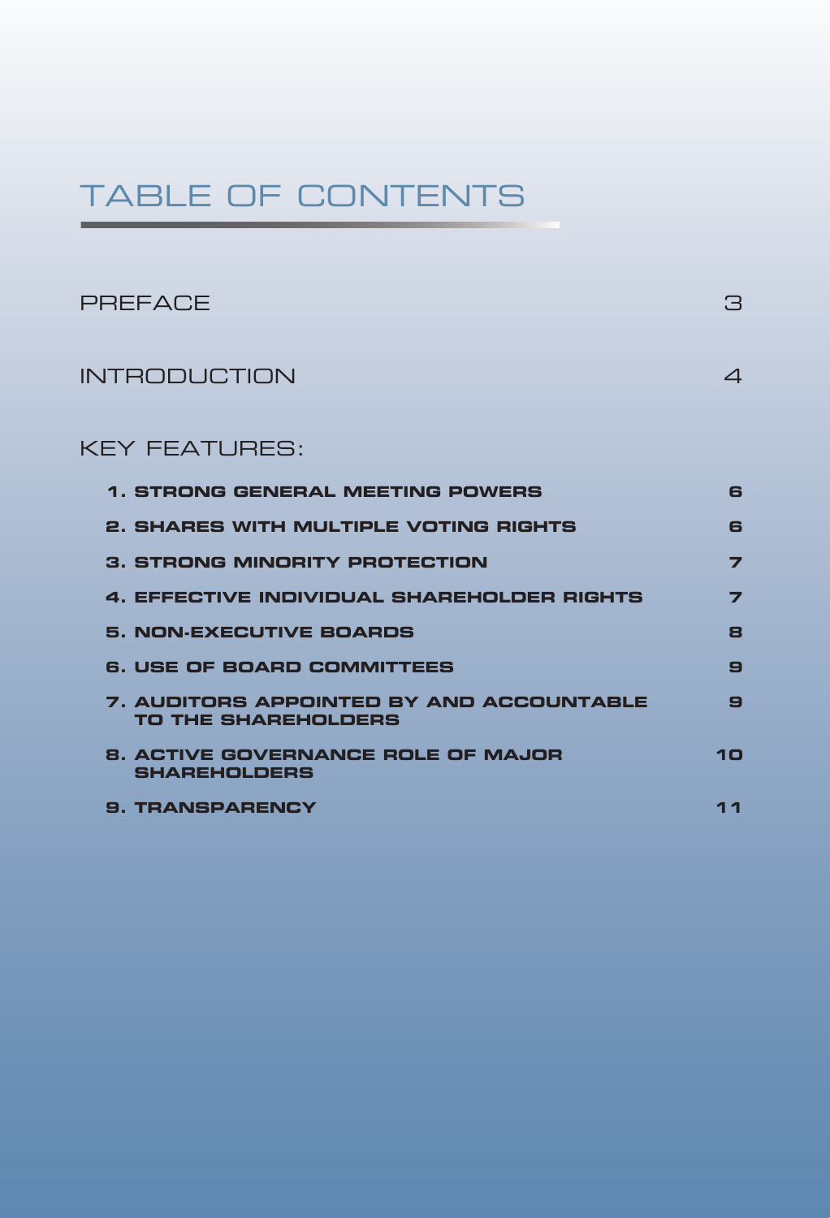# TABLE OF CONTENTS

| | |
|---|---|
| PREFACE | 3 |
| INTRODUCTION | 4 |

## KEY FEATURES:

| | |
|---|---|
| **1. STRONG GENERAL MEETING POWERS** | **6** |
| **2. SHARES WITH MULTIPLE VOTING RIGHTS** | **6** |
| **3. STRONG MINORITY PROTECTION** | **7** |
| **4. EFFECTIVE INDIVIDUAL SHAREHOLDER RIGHTS** | **7** |
| **5. NON-EXECUTIVE BOARDS** | **8** |
| **6. USE OF BOARD COMMITTEES** | **9** |
| **7. AUDITORS APPOINTED BY AND ACCOUNTABLE TO THE SHAREHOLDERS** | **9** |
| **8. ACTIVE GOVERNANCE ROLE OF MAJOR SHAREHOLDERS** | **10** |
| **9. TRANSPARENCY** | **11** |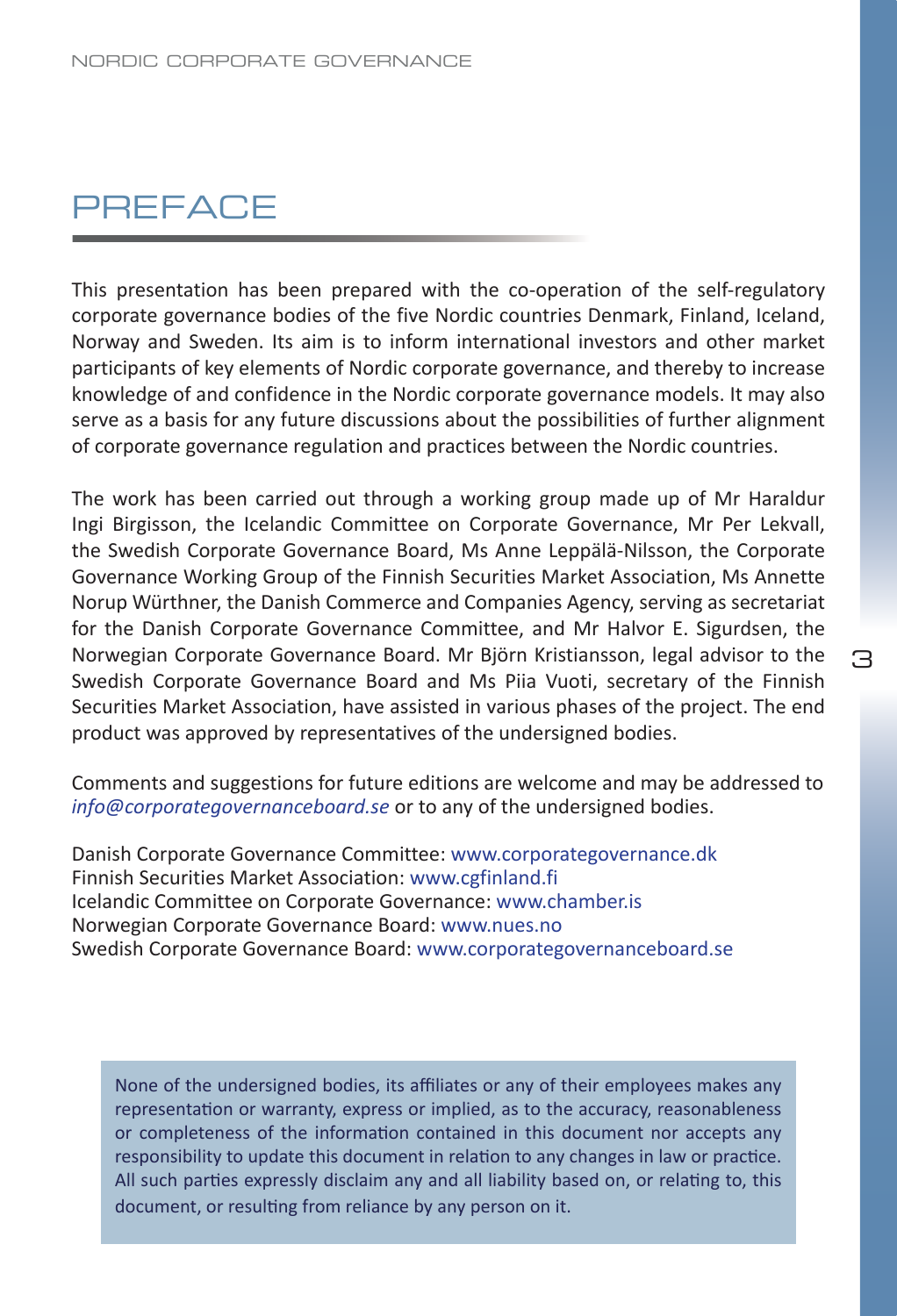# PREFACE

This presentation has been prepared with the co-operation of the self-regulatory corporate governance bodies of the five Nordic countries Denmark, Finland, Iceland, Norway and Sweden. Its aim is to inform international investors and other market participants of key elements of Nordic corporate governance, and thereby to increase knowledge of and confidence in the Nordic corporate governance models. It may also serve as a basis for any future discussions about the possibilities of further alignment of corporate governance regulation and practices between the Nordic countries.

The work has been carried out through a working group made up of Mr Haraldur Ingi Birgisson, the Icelandic Committee on Corporate Governance, Mr Per Lekvall, the Swedish Corporate Governance Board, Ms Anne Leppälä-Nilsson, the Corporate Governance Working Group of the Finnish Securities Market Association, Ms Annette Norup Würthner, the Danish Commerce and Companies Agency, serving as secretariat for the Danish Corporate Governance Committee, and Mr Halvor E. Sigurdsen, the Norwegian Corporate Governance Board. Mr Björn Kristiansson, legal advisor to the Swedish Corporate Governance Board and Ms Piia Vuoti, secretary of the Finnish Securities Market Association, have assisted in various phases of the project. The end product was approved by representatives of the undersigned bodies.

Comments and suggestions for future editions are welcome and may be addressed to *info@corporategovernanceboard.se* or to any of the undersigned bodies.

Danish Corporate Governance Committee: www.corporategovernance.dk
Finnish Securities Market Association: www.cgfinland.fi
Icelandic Committee on Corporate Governance: www.chamber.is
Norwegian Corporate Governance Board: www.nues.no
Swedish Corporate Governance Board: www.corporategovernanceboard.se

None of the undersigned bodies, its affiliates or any of their employees makes any representation or warranty, express or implied, as to the accuracy, reasonableness or completeness of the information contained in this document nor accepts any responsibility to update this document in relation to any changes in law or practice. All such parties expressly disclaim any and all liability based on, or relating to, this document, or resulting from reliance by any person on it.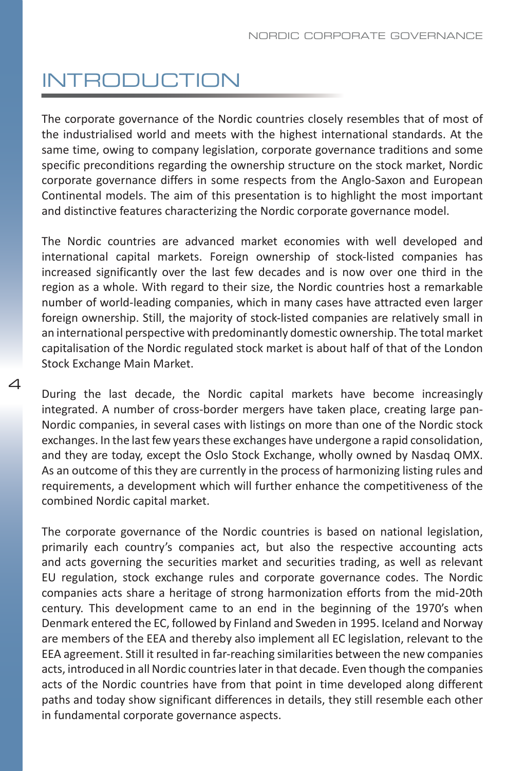# INTRODUCTION

The corporate governance of the Nordic countries closely resembles that of most of the industrialised world and meets with the highest international standards. At the same time, owing to company legislation, corporate governance traditions and some specific preconditions regarding the ownership structure on the stock market, Nordic corporate governance differs in some respects from the Anglo-Saxon and European Continental models. The aim of this presentation is to highlight the most important and distinctive features characterizing the Nordic corporate governance model.

The Nordic countries are advanced market economies with well developed and international capital markets. Foreign ownership of stock-listed companies has increased significantly over the last few decades and is now over one third in the region as a whole. With regard to their size, the Nordic countries host a remarkable number of world-leading companies, which in many cases have attracted even larger foreign ownership. Still, the majority of stock-listed companies are relatively small in an international perspective with predominantly domestic ownership. The total market capitalisation of the Nordic regulated stock market is about half of that of the London Stock Exchange Main Market.

During the last decade, the Nordic capital markets have become increasingly integrated. A number of cross-border mergers have taken place, creating large pan-Nordic companies, in several cases with listings on more than one of the Nordic stock exchanges. In the last few years these exchanges have undergone a rapid consolidation, and they are today, except the Oslo Stock Exchange, wholly owned by Nasdaq OMX. As an outcome of this they are currently in the process of harmonizing listing rules and requirements, a development which will further enhance the competitiveness of the combined Nordic capital market.

The corporate governance of the Nordic countries is based on national legislation, primarily each country's companies act, but also the respective accounting acts and acts governing the securities market and securities trading, as well as relevant EU regulation, stock exchange rules and corporate governance codes. The Nordic companies acts share a heritage of strong harmonization efforts from the mid-20th century. This development came to an end in the beginning of the 1970's when Denmark entered the EC, followed by Finland and Sweden in 1995. Iceland and Norway are members of the EEA and thereby also implement all EC legislation, relevant to the EEA agreement. Still it resulted in far-reaching similarities between the new companies acts, introduced in all Nordic countries later in that decade. Even though the companies acts of the Nordic countries have from that point in time developed along different paths and today show significant differences in details, they still resemble each other in fundamental corporate governance aspects.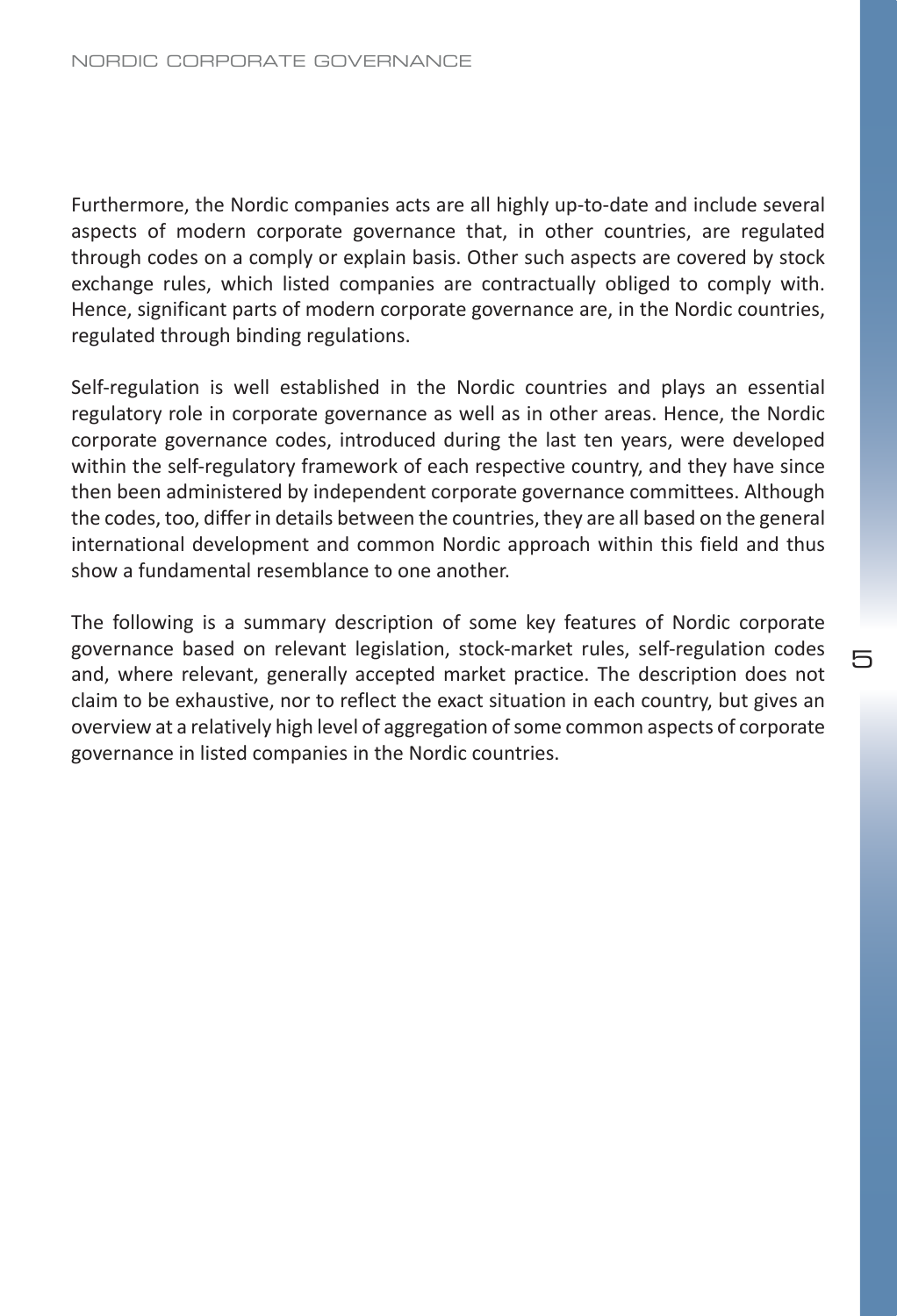Furthermore, the Nordic companies acts are all highly up-to-date and include several aspects of modern corporate governance that, in other countries, are regulated through codes on a comply or explain basis. Other such aspects are covered by stock exchange rules, which listed companies are contractually obliged to comply with. Hence, significant parts of modern corporate governance are, in the Nordic countries, regulated through binding regulations.

Self-regulation is well established in the Nordic countries and plays an essential regulatory role in corporate governance as well as in other areas. Hence, the Nordic corporate governance codes, introduced during the last ten years, were developed within the self-regulatory framework of each respective country, and they have since then been administered by independent corporate governance committees. Although the codes, too, differ in details between the countries, they are all based on the general international development and common Nordic approach within this field and thus show a fundamental resemblance to one another.

The following is a summary description of some key features of Nordic corporate governance based on relevant legislation, stock-market rules, self-regulation codes and, where relevant, generally accepted market practice. The description does not claim to be exhaustive, nor to reflect the exact situation in each country, but gives an overview at a relatively high level of aggregation of some common aspects of corporate governance in listed companies in the Nordic countries.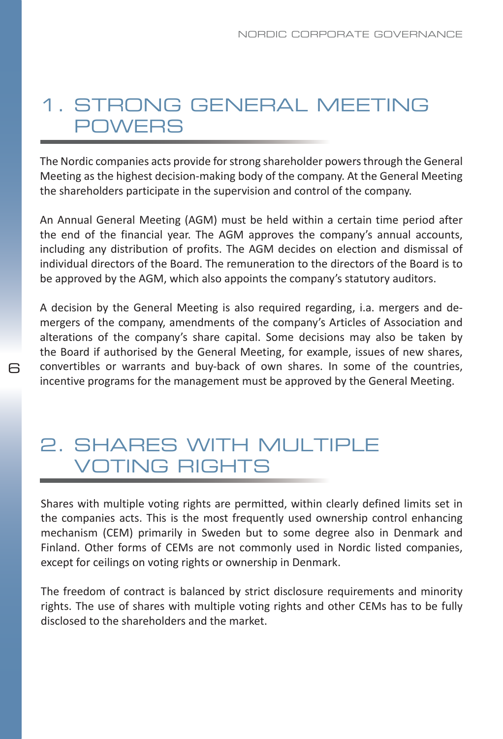# 1. STRONG GENERAL MEETING POWERS

The Nordic companies acts provide for strong shareholder powers through the General Meeting as the highest decision-making body of the company. At the General Meeting the shareholders participate in the supervision and control of the company.

An Annual General Meeting (AGM) must be held within a certain time period after the end of the financial year. The AGM approves the company's annual accounts, including any distribution of profits. The AGM decides on election and dismissal of individual directors of the Board. The remuneration to the directors of the Board is to be approved by the AGM, which also appoints the company's statutory auditors.

A decision by the General Meeting is also required regarding, i.a. mergers and de-mergers of the company, amendments of the company's Articles of Association and alterations of the company's share capital. Some decisions may also be taken by the Board if authorised by the General Meeting, for example, issues of new shares, convertibles or warrants and buy-back of own shares. In some of the countries, incentive programs for the management must be approved by the General Meeting.

# 2. SHARES WITH MULTIPLE VOTING RIGHTS

Shares with multiple voting rights are permitted, within clearly defined limits set in the companies acts. This is the most frequently used ownership control enhancing mechanism (CEM) primarily in Sweden but to some degree also in Denmark and Finland. Other forms of CEMs are not commonly used in Nordic listed companies, except for ceilings on voting rights or ownership in Denmark.

The freedom of contract is balanced by strict disclosure requirements and minority rights. The use of shares with multiple voting rights and other CEMs has to be fully disclosed to the shareholders and the market.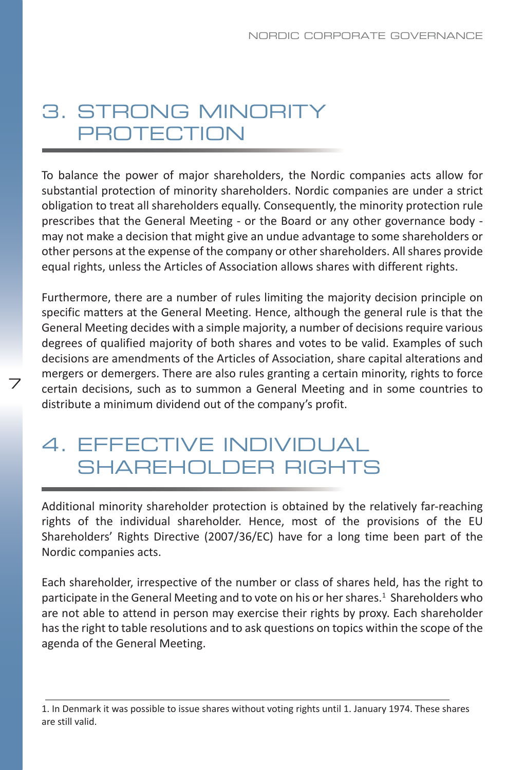## 3. STRONG MINORITY PROTECTION

To balance the power of major shareholders, the Nordic companies acts allow for substantial protection of minority shareholders. Nordic companies are under a strict obligation to treat all shareholders equally. Consequently, the minority protection rule prescribes that the General Meeting - or the Board or any other governance body - may not make a decision that might give an undue advantage to some shareholders or other persons at the expense of the company or other shareholders. All shares provide equal rights, unless the Articles of Association allows shares with different rights.

Furthermore, there are a number of rules limiting the majority decision principle on specific matters at the General Meeting. Hence, although the general rule is that the General Meeting decides with a simple majority, a number of decisions require various degrees of qualified majority of both shares and votes to be valid. Examples of such decisions are amendments of the Articles of Association, share capital alterations and mergers or demergers. There are also rules granting a certain minority, rights to force certain decisions, such as to summon a General Meeting and in some countries to distribute a minimum dividend out of the company's profit.

## 4. EFFECTIVE INDIVIDUAL SHAREHOLDER RIGHTS

Additional minority shareholder protection is obtained by the relatively far-reaching rights of the individual shareholder. Hence, most of the provisions of the EU Shareholders' Rights Directive (2007/36/EC) have for a long time been part of the Nordic companies acts.

Each shareholder, irrespective of the number or class of shares held, has the right to participate in the General Meeting and to vote on his or her shares.[1] Shareholders who are not able to attend in person may exercise their rights by proxy. Each shareholder has the right to table resolutions and to ask questions on topics within the scope of the agenda of the General Meeting.

---

1. In Denmark it was possible to issue shares without voting rights until 1. January 1974. These shares are still valid.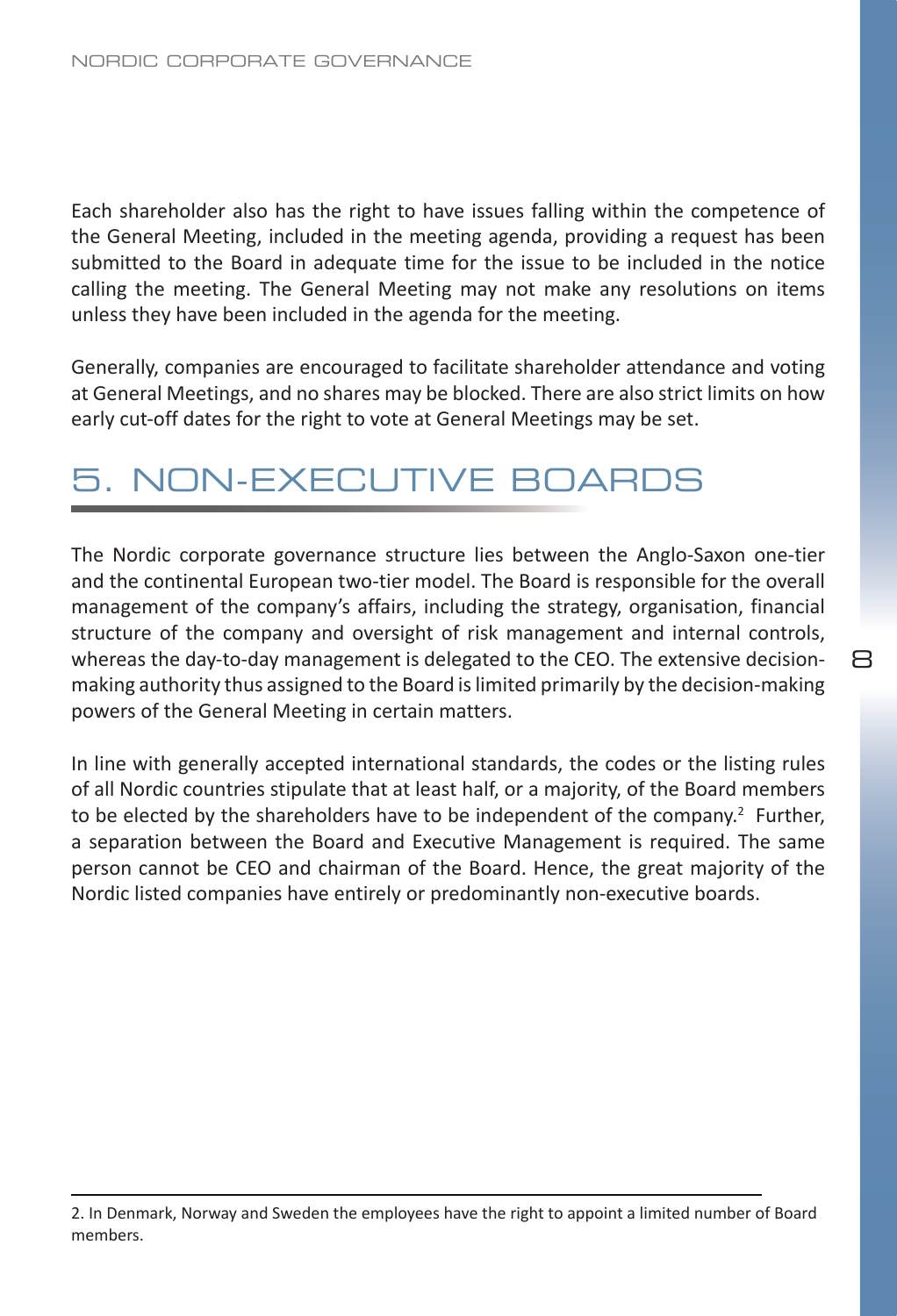Each shareholder also has the right to have issues falling within the competence of the General Meeting, included in the meeting agenda, providing a request has been submitted to the Board in adequate time for the issue to be included in the notice calling the meeting. The General Meeting may not make any resolutions on items unless they have been included in the agenda for the meeting.

Generally, companies are encouraged to facilitate shareholder attendance and voting at General Meetings, and no shares may be blocked. There are also strict limits on how early cut-off dates for the right to vote at General Meetings may be set.

# 5. NON-EXECUTIVE BOARDS

The Nordic corporate governance structure lies between the Anglo-Saxon one-tier and the continental European two-tier model. The Board is responsible for the overall management of the company's affairs, including the strategy, organisation, financial structure of the company and oversight of risk management and internal controls, whereas the day-to-day management is delegated to the CEO. The extensive decision-making authority thus assigned to the Board is limited primarily by the decision-making powers of the General Meeting in certain matters.

In line with generally accepted international standards, the codes or the listing rules of all Nordic countries stipulate that at least half, or a majority, of the Board members to be elected by the shareholders have to be independent of the company.[2] Further, a separation between the Board and Executive Management is required. The same person cannot be CEO and chairman of the Board. Hence, the great majority of the Nordic listed companies have entirely or predominantly non-executive boards.

---

2. In Denmark, Norway and Sweden the employees have the right to appoint a limited number of Board members.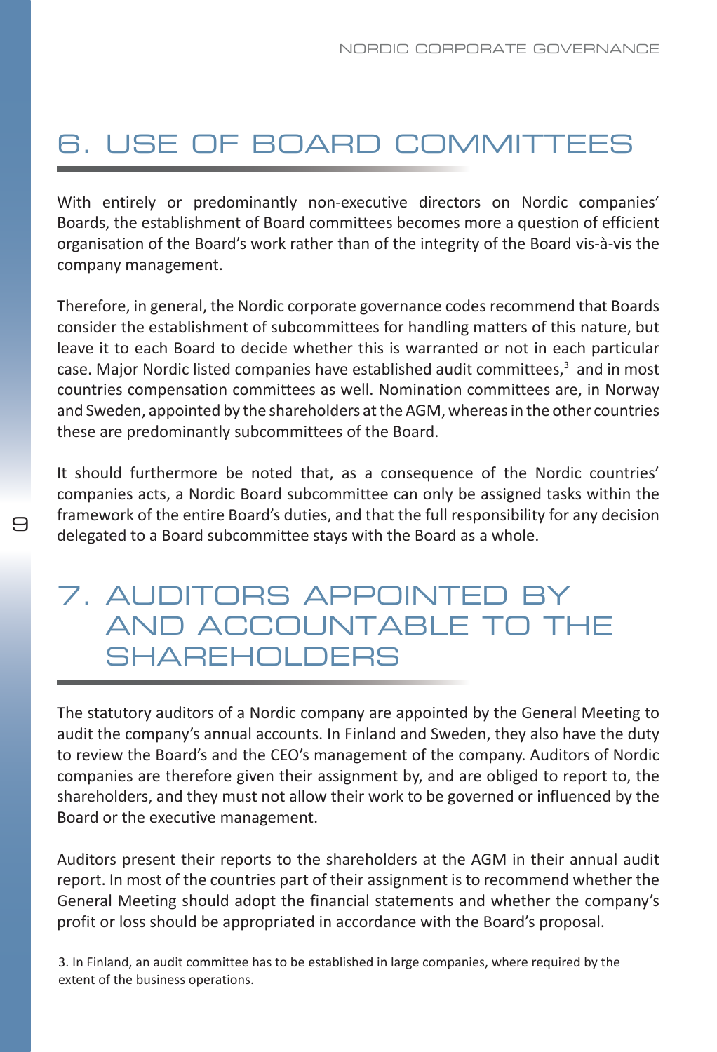## 6. USE OF BOARD COMMITTEES

With entirely or predominantly non-executive directors on Nordic companies' Boards, the establishment of Board committees becomes more a question of efficient organisation of the Board's work rather than of the integrity of the Board vis-à-vis the company management.

Therefore, in general, the Nordic corporate governance codes recommend that Boards consider the establishment of subcommittees for handling matters of this nature, but leave it to each Board to decide whether this is warranted or not in each particular case. Major Nordic listed companies have established audit committees,[3] and in most countries compensation committees as well. Nomination committees are, in Norway and Sweden, appointed by the shareholders at the AGM, whereas in the other countries these are predominantly subcommittees of the Board.

It should furthermore be noted that, as a consequence of the Nordic countries' companies acts, a Nordic Board subcommittee can only be assigned tasks within the framework of the entire Board's duties, and that the full responsibility for any decision delegated to a Board subcommittee stays with the Board as a whole.

## 7. AUDITORS APPOINTED BY AND ACCOUNTABLE TO THE SHAREHOLDERS

The statutory auditors of a Nordic company are appointed by the General Meeting to audit the company's annual accounts. In Finland and Sweden, they also have the duty to review the Board's and the CEO's management of the company. Auditors of Nordic companies are therefore given their assignment by, and are obliged to report to, the shareholders, and they must not allow their work to be governed or influenced by the Board or the executive management.

Auditors present their reports to the shareholders at the AGM in their annual audit report. In most of the countries part of their assignment is to recommend whether the General Meeting should adopt the financial statements and whether the company's profit or loss should be appropriated in accordance with the Board's proposal.

---

3. In Finland, an audit committee has to be established in large companies, where required by the extent of the business operations.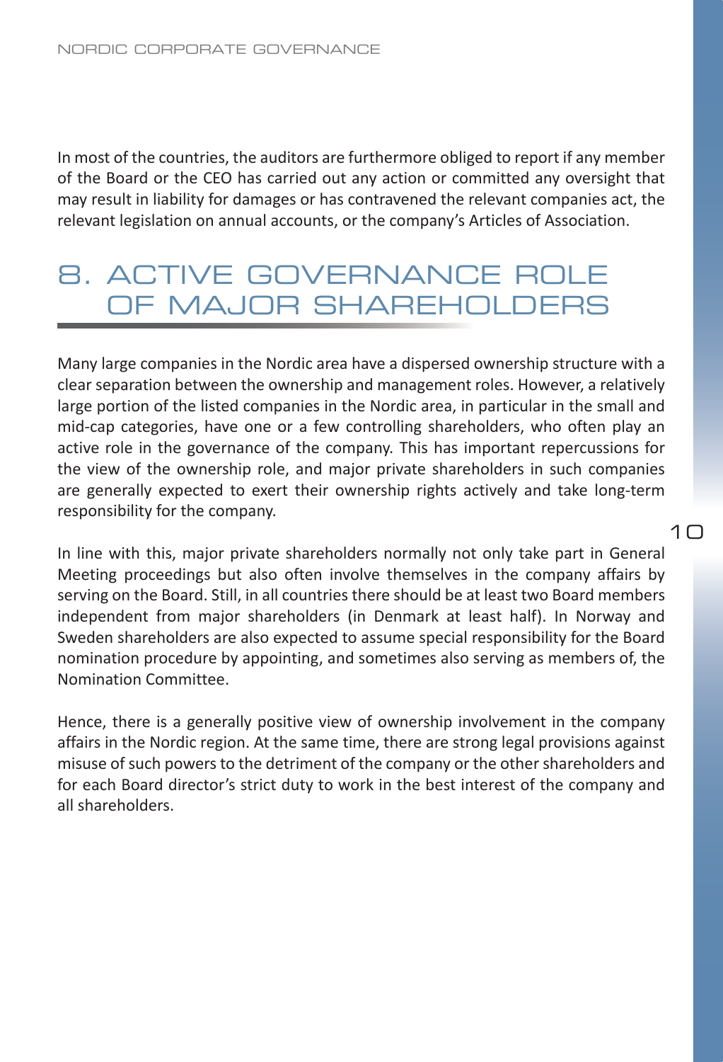In most of the countries, the auditors are furthermore obliged to report if any member of the Board or the CEO has carried out any action or committed any oversight that may result in liability for damages or has contravened the relevant companies act, the relevant legislation on annual accounts, or the company's Articles of Association.

# 8. ACTIVE GOVERNANCE ROLE OF MAJOR SHAREHOLDERS

Many large companies in the Nordic area have a dispersed ownership structure with a clear separation between the ownership and management roles. However, a relatively large portion of the listed companies in the Nordic area, in particular in the small and mid-cap categories, have one or a few controlling shareholders, who often play an active role in the governance of the company. This has important repercussions for the view of the ownership role, and major private shareholders in such companies are generally expected to exert their ownership rights actively and take long-term responsibility for the company.

In line with this, major private shareholders normally not only take part in General Meeting proceedings but also often involve themselves in the company affairs by serving on the Board. Still, in all countries there should be at least two Board members independent from major shareholders (in Denmark at least half). In Norway and Sweden shareholders are also expected to assume special responsibility for the Board nomination procedure by appointing, and sometimes also serving as members of, the Nomination Committee.

Hence, there is a generally positive view of ownership involvement in the company affairs in the Nordic region. At the same time, there are strong legal provisions against misuse of such powers to the detriment of the company or the other shareholders and for each Board director's strict duty to work in the best interest of the company and all shareholders.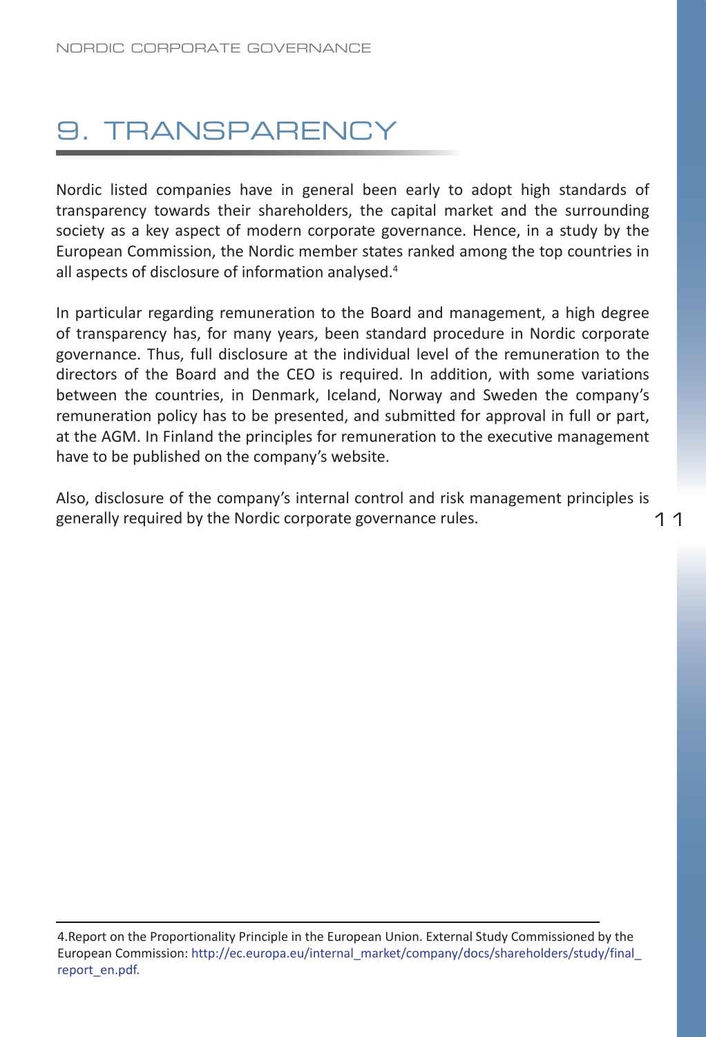# 9. TRANSPARENCY

Nordic listed companies have in general been early to adopt high standards of transparency towards their shareholders, the capital market and the surrounding society as a key aspect of modern corporate governance. Hence, in a study by the European Commission, the Nordic member states ranked among the top countries in all aspects of disclosure of information analysed.[4]

In particular regarding remuneration to the Board and management, a high degree of transparency has, for many years, been standard procedure in Nordic corporate governance. Thus, full disclosure at the individual level of the remuneration to the directors of the Board and the CEO is required. In addition, with some variations between the countries, in Denmark, Iceland, Norway and Sweden the company's remuneration policy has to be presented, and submitted for approval in full or part, at the AGM. In Finland the principles for remuneration to the executive management have to be published on the company's website.

Also, disclosure of the company's internal control and risk management principles is generally required by the Nordic corporate governance rules.

---

4.Report on the Proportionality Principle in the European Union. External Study Commissioned by the European Commission: http://ec.europa.eu/internal_market/company/docs/shareholders/study/final_report_en.pdf.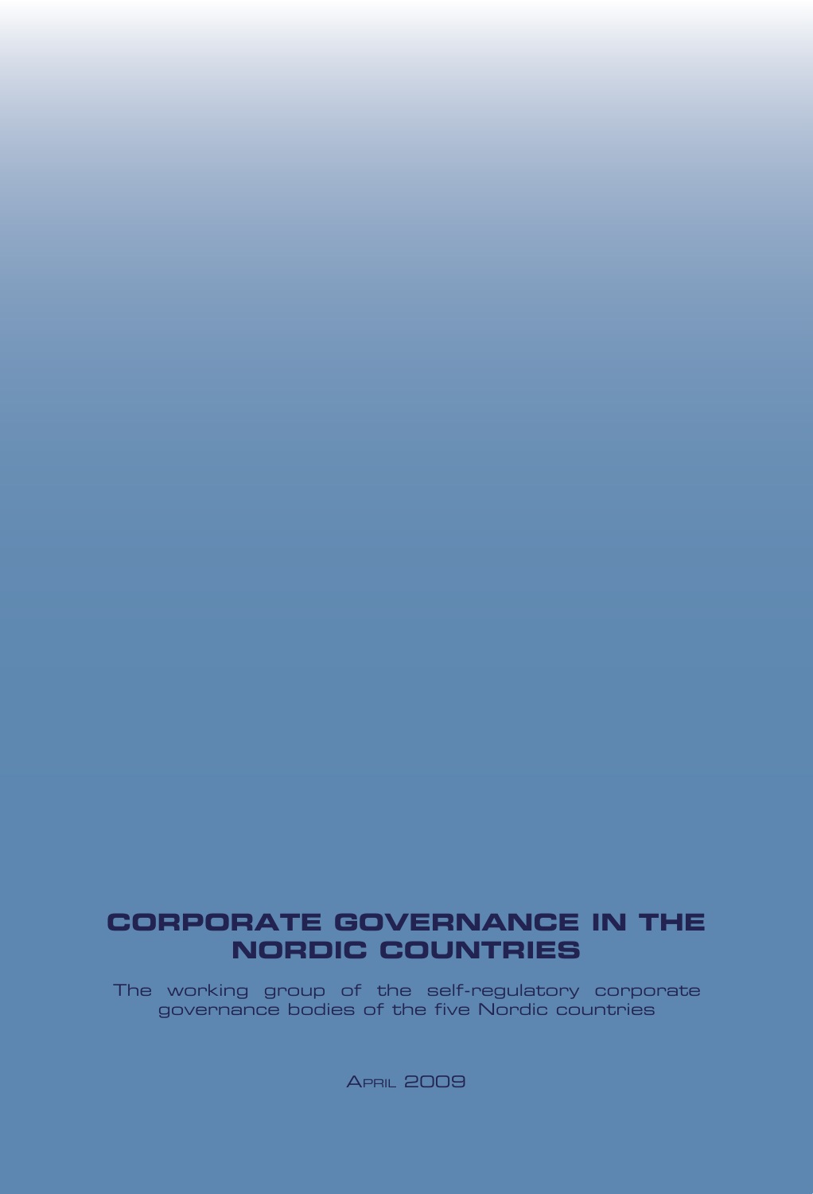# CORPORATE GOVERNANCE IN THE NORDIC COUNTRIES

The working group of the self-regulatory corporate governance bodies of the five Nordic countries

April 2009